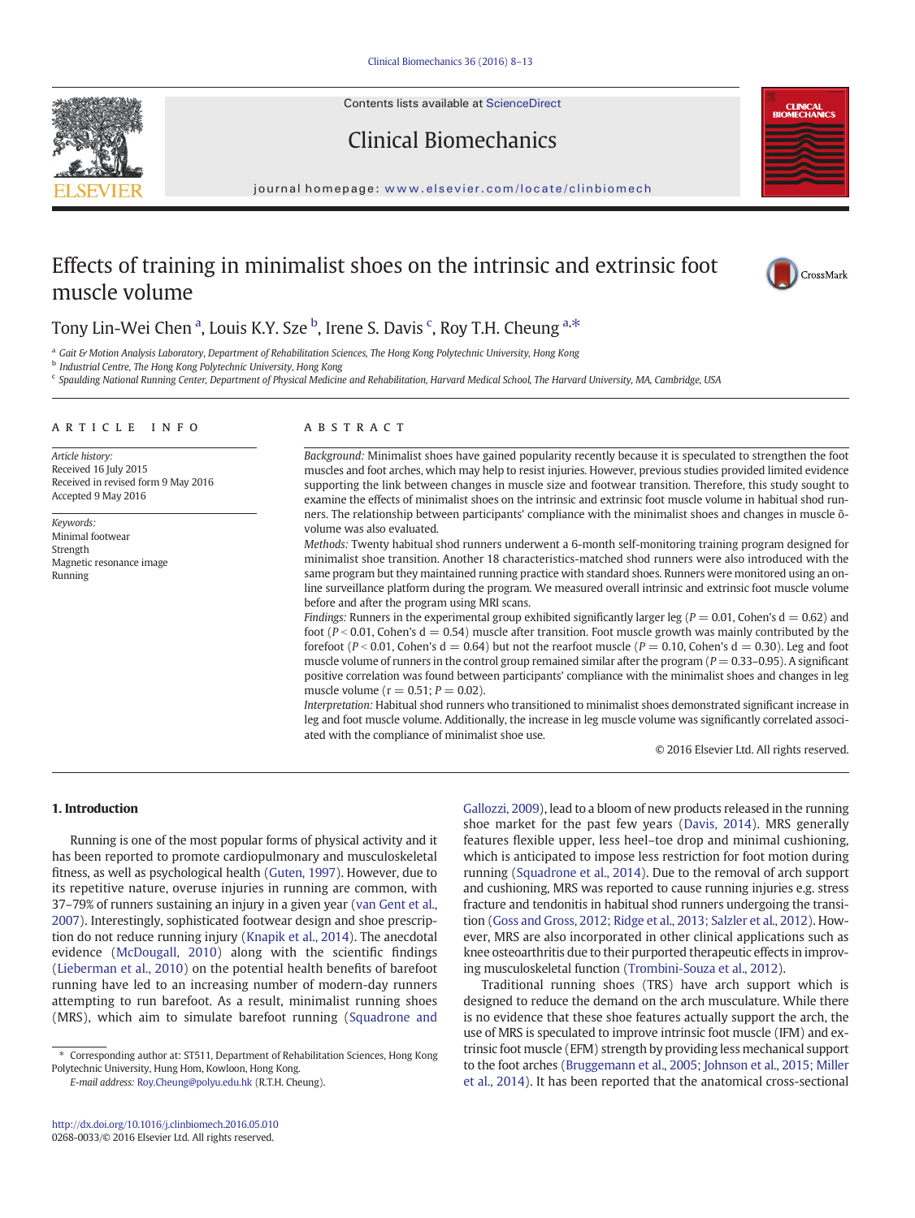# Effects of training in minimalist shoes on the intrinsic and extrinsic foot muscle volume

Tony Lin-Wei Chen [a], Louis K.Y. Sze [b], Irene S. Davis [c], Roy T.H. Cheung [a,*]

[a] Gait & Motion Analysis Laboratory, Department of Rehabilitation Sciences, The Hong Kong Polytechnic University, Hong Kong
[b] Industrial Centre, The Hong Kong Polytechnic University, Hong Kong
[c] Spaulding National Running Center, Department of Physical Medicine and Rehabilitation, Harvard Medical School, The Harvard University, MA, Cambridge, USA

## ARTICLE INFO

*Article history:*
Received 16 July 2015
Received in revised form 9 May 2016
Accepted 9 May 2016

*Keywords:*
Minimal footwear
Strength
Magnetic resonance image
Running

## ABSTRACT

*Background:* Minimalist shoes have gained popularity recently because it is speculated to strengthen the foot muscles and foot arches, which may help to resist injuries. However, previous studies provided limited evidence supporting the link between changes in muscle size and footwear transition. Therefore, this study sought to examine the effects of minimalist shoes on the intrinsic and extrinsic foot muscle volume in habitual shod runners. The relationship between participants' compliance with the minimalist shoes and changes in muscle õ-volume was also evaluated.

*Methods:* Twenty habitual shod runners underwent a 6-month self-monitoring training program designed for minimalist shoe transition. Another 18 characteristics-matched shod runners were also introduced with the same program but they maintained running practice with standard shoes. Runners were monitored using an on-line surveillance platform during the program. We measured overall intrinsic and extrinsic foot muscle volume before and after the program using MRI scans.

*Findings:* Runners in the experimental group exhibited significantly larger leg ($P = 0.01$, Cohen's d $= 0.62$) and foot ($P < 0.01$, Cohen's d $= 0.54$) muscle after transition. Foot muscle growth was mainly contributed by the forefoot ($P < 0.01$, Cohen's d $= 0.64$) but not the rearfoot muscle ($P = 0.10$, Cohen's d $= 0.30$). Leg and foot muscle volume of runners in the control group remained similar after the program ($P = 0.33$–$0.95$). A significant positive correlation was found between participants' compliance with the minimalist shoes and changes in leg muscle volume ($r = 0.51$; $P = 0.02$).

*Interpretation:* Habitual shod runners who transitioned to minimalist shoes demonstrated significant increase in leg and foot muscle volume. Additionally, the increase in leg muscle volume was significantly correlated associated with the compliance of minimalist shoe use.

© 2016 Elsevier Ltd. All rights reserved.

## 1. Introduction

Running is one of the most popular forms of physical activity and it has been reported to promote cardiopulmonary and musculoskeletal fitness, as well as psychological health (Guten, 1997). However, due to its repetitive nature, overuse injuries in running are common, with 37–79% of runners sustaining an injury in a given year (van Gent et al., 2007). Interestingly, sophisticated footwear design and shoe prescription do not reduce running injury (Knapik et al., 2014). The anecdotal evidence (McDougall, 2010) along with the scientific findings (Lieberman et al., 2010) on the potential health benefits of barefoot running have led to an increasing number of modern-day runners attempting to run barefoot. As a result, minimalist running shoes (MRS), which aim to simulate barefoot running (Squadrone and Gallozzi, 2009), lead to a bloom of new products released in the running shoe market for the past few years (Davis, 2014). MRS generally features flexible upper, less heel–toe drop and minimal cushioning, which is anticipated to impose less restriction for foot motion during running (Squadrone et al., 2014). Due to the removal of arch support and cushioning, MRS was reported to cause running injuries e.g. stress fracture and tendonitis in habitual shod runners undergoing the transition (Goss and Gross, 2012; Ridge et al., 2013; Salzler et al., 2012). However, MRS are also incorporated in other clinical applications such as knee osteoarthritis due to their purported therapeutic effects in improving musculoskeletal function (Trombini-Souza et al., 2012).

Traditional running shoes (TRS) have arch support which is designed to reduce the demand on the arch musculature. While there is no evidence that these shoe features actually support the arch, the use of MRS is speculated to improve intrinsic foot muscle (IFM) and extrinsic foot muscle (EFM) strength by providing less mechanical support to the foot arches (Bruggemann et al., 2005; Johnson et al., 2015; Miller et al., 2014). It has been reported that the anatomical cross-sectional

* Corresponding author at: ST511, Department of Rehabilitation Sciences, Hong Kong Polytechnic University, Hung Hom, Kowloon, Hong Kong.
*E-mail address:* Roy.Cheung@polyu.edu.hk (R.T.H. Cheung).

http://dx.doi.org/10.1016/j.clinbiomech.2016.05.010
0268-0033/© 2016 Elsevier Ltd. All rights reserved.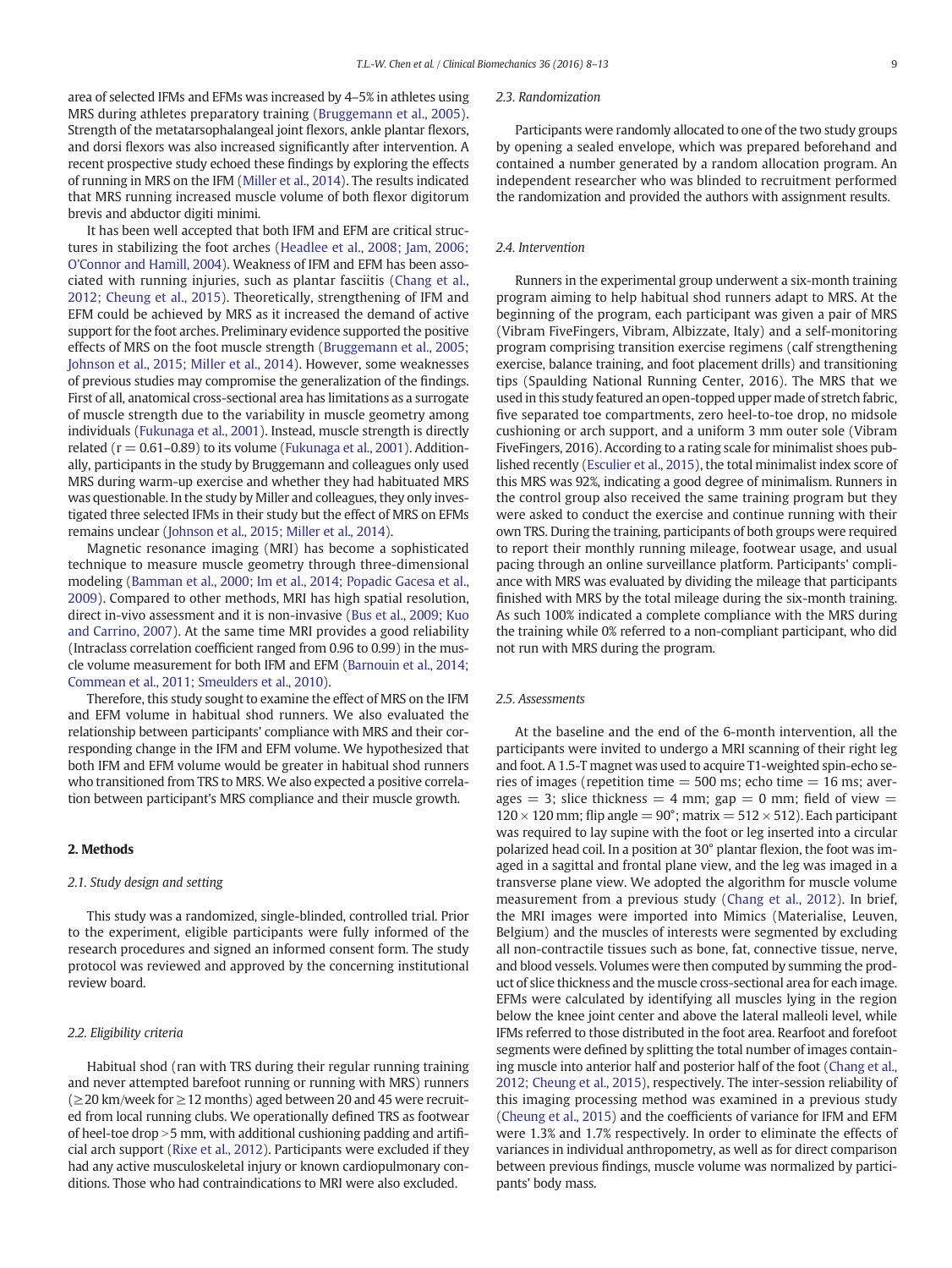area of selected IFMs and EFMs was increased by 4–5% in athletes using MRS during athletes preparatory training (Bruggemann et al., 2005). Strength of the metatarsophalangeal joint flexors, ankle plantar flexors, and dorsi flexors was also increased significantly after intervention. A recent prospective study echoed these findings by exploring the effects of running in MRS on the IFM (Miller et al., 2014). The results indicated that MRS running increased muscle volume of both flexor digitorum brevis and abductor digiti minimi.

It has been well accepted that both IFM and EFM are critical structures in stabilizing the foot arches (Headlee et al., 2008; Jam, 2006; O'Connor and Hamill, 2004). Weakness of IFM and EFM has been associated with running injuries, such as plantar fasciitis (Chang et al., 2012; Cheung et al., 2015). Theoretically, strengthening of IFM and EFM could be achieved by MRS as it increased the demand of active support for the foot arches. Preliminary evidence supported the positive effects of MRS on the foot muscle strength (Bruggemann et al., 2005; Johnson et al., 2015; Miller et al., 2014). However, some weaknesses of previous studies may compromise the generalization of the findings. First of all, anatomical cross-sectional area has limitations as a surrogate of muscle strength due to the variability in muscle geometry among individuals (Fukunaga et al., 2001). Instead, muscle strength is directly related ($r = 0.61$–$0.89$) to its volume (Fukunaga et al., 2001). Additionally, participants in the study by Bruggemann and colleagues only used MRS during warm-up exercise and whether they had habituated MRS was questionable. In the study by Miller and colleagues, they only investigated three selected IFMs in their study but the effect of MRS on EFMs remains unclear (Johnson et al., 2015; Miller et al., 2014).

Magnetic resonance imaging (MRI) has become a sophisticated technique to measure muscle geometry through three-dimensional modeling (Bamman et al., 2000; Im et al., 2014; Popadic Gacesa et al., 2009). Compared to other methods, MRI has high spatial resolution, direct in-vivo assessment and it is non-invasive (Bus et al., 2009; Kuo and Carrino, 2007). At the same time MRI provides a good reliability (Intraclass correlation coefficient ranged from 0.96 to 0.99) in the muscle volume measurement for both IFM and EFM (Barnouin et al., 2014; Commean et al., 2011; Smeulders et al., 2010).

Therefore, this study sought to examine the effect of MRS on the IFM and EFM volume in habitual shod runners. We also evaluated the relationship between participants' compliance with MRS and their corresponding change in the IFM and EFM volume. We hypothesized that both IFM and EFM volume would be greater in habitual shod runners who transitioned from TRS to MRS. We also expected a positive correlation between participant's MRS compliance and their muscle growth.

## 2. Methods

### 2.1. Study design and setting

This study was a randomized, single-blinded, controlled trial. Prior to the experiment, eligible participants were fully informed of the research procedures and signed an informed consent form. The study protocol was reviewed and approved by the concerning institutional review board.

### 2.2. Eligibility criteria

Habitual shod (ran with TRS during their regular running training and never attempted barefoot running or running with MRS) runners ($\geq$20 km/week for $\geq$12 months) aged between 20 and 45 were recruited from local running clubs. We operationally defined TRS as footwear of heel-toe drop >5 mm, with additional cushioning padding and artificial arch support (Rixe et al., 2012). Participants were excluded if they had any active musculoskeletal injury or known cardiopulmonary conditions. Those who had contraindications to MRI were also excluded.

### 2.3. Randomization

Participants were randomly allocated to one of the two study groups by opening a sealed envelope, which was prepared beforehand and contained a number generated by a random allocation program. An independent researcher who was blinded to recruitment performed the randomization and provided the authors with assignment results.

### 2.4. Intervention

Runners in the experimental group underwent a six-month training program aiming to help habitual shod runners adapt to MRS. At the beginning of the program, each participant was given a pair of MRS (Vibram FiveFingers, Vibram, Albizzate, Italy) and a self-monitoring program comprising transition exercise regimens (calf strengthening exercise, balance training, and foot placement drills) and transitioning tips (Spaulding National Running Center, 2016). The MRS that we used in this study featured an open-topped upper made of stretch fabric, five separated toe compartments, zero heel-to-toe drop, no midsole cushioning or arch support, and a uniform 3 mm outer sole (Vibram FiveFingers, 2016). According to a rating scale for minimalist shoes published recently (Esculier et al., 2015), the total minimalist index score of this MRS was 92%, indicating a good degree of minimalism. Runners in the control group also received the same training program but they were asked to conduct the exercise and continue running with their own TRS. During the training, participants of both groups were required to report their monthly running mileage, footwear usage, and usual pacing through an online surveillance platform. Participants' compliance with MRS was evaluated by dividing the mileage that participants finished with MRS by the total mileage during the six-month training. As such 100% indicated a complete compliance with the MRS during the training while 0% referred to a non-compliant participant, who did not run with MRS during the program.

### 2.5. Assessments

At the baseline and the end of the 6-month intervention, all the participants were invited to undergo a MRI scanning of their right leg and foot. A 1.5-T magnet was used to acquire T1-weighted spin-echo series of images (repetition time = 500 ms; echo time = 16 ms; averages = 3; slice thickness = 4 mm; gap = 0 mm; field of view = 120 × 120 mm; flip angle = 90°; matrix = 512 × 512). Each participant was required to lay supine with the foot or leg inserted into a circular polarized head coil. In a position at 30° plantar flexion, the foot was imaged in a sagittal and frontal plane view, and the leg was imaged in a transverse plane view. We adopted the algorithm for muscle volume measurement from a previous study (Chang et al., 2012). In brief, the MRI images were imported into Mimics (Materialise, Leuven, Belgium) and the muscles of interests were segmented by excluding all non-contractile tissues such as bone, fat, connective tissue, nerve, and blood vessels. Volumes were then computed by summing the product of slice thickness and the muscle cross-sectional area for each image. EFMs were calculated by identifying all muscles lying in the region below the knee joint center and above the lateral malleoli level, while IFMs referred to those distributed in the foot area. Rearfoot and forefoot segments were defined by splitting the total number of images containing muscle into anterior half and posterior half of the foot (Chang et al., 2012; Cheung et al., 2015), respectively. The inter-session reliability of this imaging processing method was examined in a previous study (Cheung et al., 2015) and the coefficients of variance for IFM and EFM were 1.3% and 1.7% respectively. In order to eliminate the effects of variances in individual anthropometry, as well as for direct comparison between previous findings, muscle volume was normalized by participants' body mass.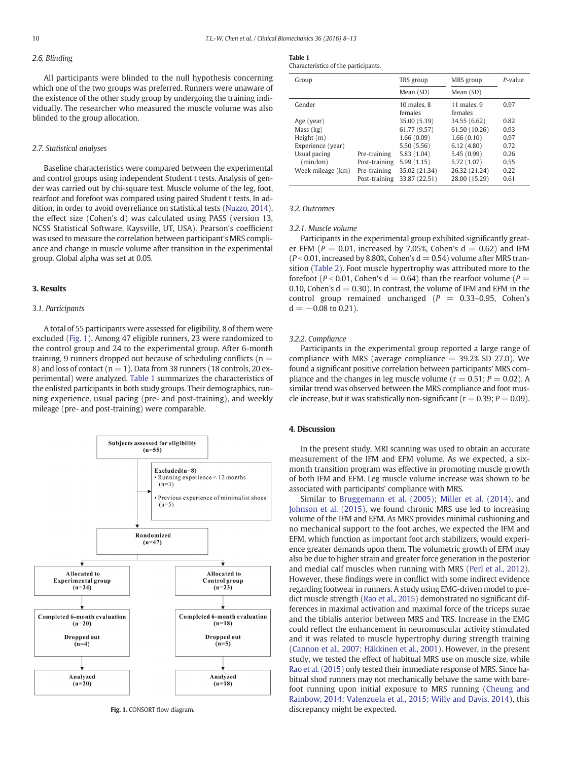### 2.6. Blinding

All participants were blinded to the null hypothesis concerning which one of the two groups was preferred. Runners were unaware of the existence of the other study group by undergoing the training individually. The researcher who measured the muscle volume was also blinded to the group allocation.

### 2.7. Statistical analyses

Baseline characteristics were compared between the experimental and control groups using independent Student t tests. Analysis of gender was carried out by chi-square test. Muscle volume of the leg, foot, rearfoot and forefoot was compared using paired Student t tests. In addition, in order to avoid overreliance on statistical tests (Nuzzo, 2014), the effect size (Cohen's d) was calculated using PASS (version 13, NCSS Statistical Software, Kaysville, UT, USA). Pearson's coefficient was used to measure the correlation between participant's MRS compliance and change in muscle volume after transition in the experimental group. Global alpha was set at 0.05.

## 3. Results

### 3.1. Participants

A total of 55 participants were assessed for eligibility, 8 of them were excluded (Fig. 1). Among 47 eligible runners, 23 were randomized to the control group and 24 to the experimental group. After 6-month training, 9 runners dropped out because of scheduling conflicts ($n = 8$) and loss of contact ($n = 1$). Data from 38 runners (18 controls, 20 experimental) were analyzed. Table 1 summarizes the characteristics of the enlisted participants in both study groups. Their demographics, running experience, usual pacing (pre- and post-training), and weekly mileage (pre- and post-training) were comparable.

Subjects assessed for eligibility (n=55)

Excluded (n=8)
- Running experience < 12 months (n=3)
- Previous experience of minimalist shoes (n=5)

Randomized (n=47)

| Allocated to Experimental group (n=24) | Allocated to Control group (n=23) |
|---|---|
| Completed 6-month evaluation (n=20) Dropped out (n=4) | Completed 6-month evaluation (n=18) Dropped out (n=5) |
| Analyzed (n=20) | Analyzed (n=18) |

**Fig. 1.** CONSORT flow diagram.

**Table 1**
Characteristics of the participants.

| Group | | TRS group | MRS group | *P*-value |
|---|---|---|---|---|
| | | Mean (SD) | Mean (SD) | |
| Gender | | 10 males, 8 females | 11 males, 9 females | 0.97 |
| Age (year) | | 35.00 (5.39) | 34.55 (6.62) | 0.82 |
| Mass (kg) | | 61.77 (9.57) | 61.50 (10.26) | 0.93 |
| Height (m) | | 1.66 (0.09) | 1.66 (0.10) | 0.97 |
| Experience (year) | | 5.50 (5.56) | 6.12 (4.80) | 0.72 |
| Usual pacing (min/km) | Pre-training | 5.83 (1.04) | 5.45 (0.99) | 0.26 |
| | Post-training | 5.99 (1.15) | 5.72 (1.07) | 0.55 |
| Week mileage (km) | Pre-training | 35.02 (21.34) | 26.32 (21.24) | 0.22 |
| | Post-training | 33.87 (22.51) | 28.00 (15.29) | 0.61 |

### 3.2. Outcomes

#### 3.2.1. Muscle volume

Participants in the experimental group exhibited significantly greater EFM ($P = 0.01$, increased by 7.05%, Cohen's $d = 0.62$) and IFM ($P < 0.01$, increased by 8.80%, Cohen's $d = 0.54$) volume after MRS transition (Table 2). Foot muscle hypertrophy was attributed more to the forefoot ($P < 0.01$, Cohen's $d = 0.64$) than the rearfoot volume ($P = 0.10$, Cohen's $d = 0.30$). In contrast, the volume of IFM and EFM in the control group remained unchanged ($P = 0.33$–$0.95$, Cohen's $d = -0.08$ to $0.21$).

#### 3.2.2. Compliance

Participants in the experimental group reported a large range of compliance with MRS (average compliance = 39.2% SD 27.0). We found a significant positive correlation between participants' MRS compliance and the changes in leg muscle volume ($r = 0.51$; $P = 0.02$). A similar trend was observed between the MRS compliance and foot muscle increase, but it was statistically non-significant ($r = 0.39$; $P = 0.09$).

## 4. Discussion

In the present study, MRI scanning was used to obtain an accurate measurement of the IFM and EFM volume. As we expected, a six-month transition program was effective in promoting muscle growth of both IFM and EFM. Leg muscle volume increase was shown to be associated with participants' compliance with MRS.

Similar to Bruggemann et al. (2005); Miller et al. (2014), and Johnson et al. (2015), we found chronic MRS use led to increasing volume of the IFM and EFM. As MRS provides minimal cushioning and no mechanical support to the foot arches, we expected the IFM and EFM, which function as important foot arch stabilizers, would experience greater demands upon them. The volumetric growth of EFM may also be due to higher strain and greater force generation in the posterior and medial calf muscles when running with MRS (Perl et al., 2012). However, these findings were in conflict with some indirect evidence regarding footwear in runners. A study using EMG-driven model to predict muscle strength (Rao et al., 2015) demonstrated no significant differences in maximal activation and maximal force of the triceps surae and the tibialis anterior between MRS and TRS. Increase in the EMG could reflect the enhancement in neuromuscular activity stimulated and it was related to muscle hypertrophy during strength training (Cannon et al., 2007; Häkkinen et al., 2001). However, in the present study, we tested the effect of habitual MRS use on muscle size, while Rao et al. (2015) only tested their immediate response of MRS. Since habitual shod runners may not mechanically behave the same with barefoot running upon initial exposure to MRS running (Cheung and Rainbow, 2014; Valenzuela et al., 2015; Willy and Davis, 2014), this discrepancy might be expected.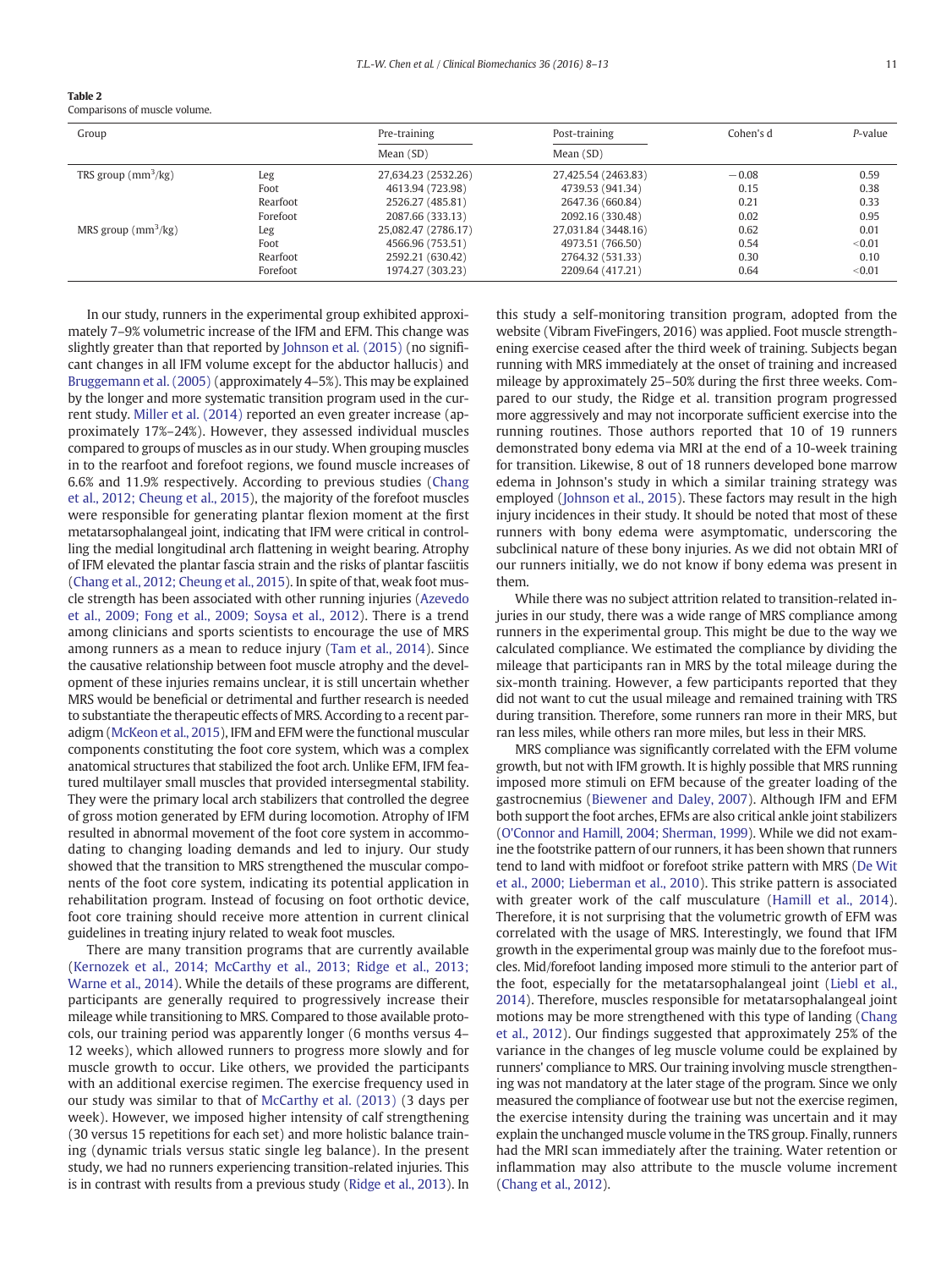**Table 2**
Comparisons of muscle volume.

| Group | | Pre-training | Post-training | Cohen's d | *P*-value |
|---|---|---|---|---|---|
| | | Mean (SD) | Mean (SD) | | |
| TRS group ($mm^3$/kg) | Leg | 27,634.23 (2532.26) | 27,425.54 (2463.83) | −0.08 | 0.59 |
| | Foot | 4613.94 (723.98) | 4739.53 (941.34) | 0.15 | 0.38 |
| | Rearfoot | 2526.27 (485.81) | 2647.36 (660.84) | 0.21 | 0.33 |
| | Forefoot | 2087.66 (333.13) | 2092.16 (330.48) | 0.02 | 0.95 |
| MRS group ($mm^3$/kg) | Leg | 25,082.47 (2786.17) | 27,031.84 (3448.16) | 0.62 | 0.01 |
| | Foot | 4566.96 (753.51) | 4973.51 (766.50) | 0.54 | <0.01 |
| | Rearfoot | 2592.21 (630.42) | 2764.32 (531.33) | 0.30 | 0.10 |
| | Forefoot | 1974.27 (303.23) | 2209.64 (417.21) | 0.64 | <0.01 |

In our study, runners in the experimental group exhibited approximately 7–9% volumetric increase of the IFM and EFM. This change was slightly greater than that reported by Johnson et al. (2015) (no significant changes in all IFM volume except for the abductor hallucis) and Bruggemann et al. (2005) (approximately 4–5%). This may be explained by the longer and more systematic transition program used in the current study. Miller et al. (2014) reported an even greater increase (approximately 17%–24%). However, they assessed individual muscles compared to groups of muscles as in our study. When grouping muscles in to the rearfoot and forefoot regions, we found muscle increases of 6.6% and 11.9% respectively. According to previous studies (Chang et al., 2012; Cheung et al., 2015), the majority of the forefoot muscles were responsible for generating plantar flexion moment at the first metatarsophalangeal joint, indicating that IFM were critical in controlling the medial longitudinal arch flattening in weight bearing. Atrophy of IFM elevated the plantar fascia strain and the risks of plantar fasciitis (Chang et al., 2012; Cheung et al., 2015). In spite of that, weak foot muscle strength has been associated with other running injuries (Azevedo et al., 2009; Fong et al., 2009; Soysa et al., 2012). There is a trend among clinicians and sports scientists to encourage the use of MRS among runners as a mean to reduce injury (Tam et al., 2014). Since the causative relationship between foot muscle atrophy and the development of these injuries remains unclear, it is still uncertain whether MRS would be beneficial or detrimental and further research is needed to substantiate the therapeutic effects of MRS. According to a recent paradigm (McKeon et al., 2015), IFM and EFM were the functional muscular components constituting the foot core system, which was a complex anatomical structures that stabilized the foot arch. Unlike EFM, IFM featured multilayer small muscles that provided intersegmental stability. They were the primary local arch stabilizers that controlled the degree of gross motion generated by EFM during locomotion. Atrophy of IFM resulted in abnormal movement of the foot core system in accommodating to changing loading demands and led to injury. Our study showed that the transition to MRS strengthened the muscular components of the foot core system, indicating its potential application in rehabilitation program. Instead of focusing on foot orthotic device, foot core training should receive more attention in current clinical guidelines in treating injury related to weak foot muscles.

There are many transition programs that are currently available (Kernozek et al., 2014; McCarthy et al., 2013; Ridge et al., 2013; Warne et al., 2014). While the details of these programs are different, participants are generally required to progressively increase their mileage while transitioning to MRS. Compared to those available protocols, our training period was apparently longer (6 months versus 4–12 weeks), which allowed runners to progress more slowly and for muscle growth to occur. Like others, we provided the participants with an additional exercise regimen. The exercise frequency used in our study was similar to that of McCarthy et al. (2013) (3 days per week). However, we imposed higher intensity of calf strengthening (30 versus 15 repetitions for each set) and more holistic balance training (dynamic trials versus static single leg balance). In the present study, we had no runners experiencing transition-related injuries. This is in contrast with results from a previous study (Ridge et al., 2013). In this study a self-monitoring transition program, adopted from the website (Vibram FiveFingers, 2016) was applied. Foot muscle strengthening exercise ceased after the third week of training. Subjects began running with MRS immediately at the onset of training and increased mileage by approximately 25–50% during the first three weeks. Compared to our study, the Ridge et al. transition program progressed more aggressively and may not incorporate sufficient exercise into the running routines. Those authors reported that 10 of 19 runners demonstrated bony edema via MRI at the end of a 10-week training for transition. Likewise, 8 out of 18 runners developed bone marrow edema in Johnson's study in which a similar training strategy was employed (Johnson et al., 2015). These factors may result in the high injury incidences in their study. It should be noted that most of these runners with bony edema were asymptomatic, underscoring the subclinical nature of these bony injuries. As we did not obtain MRI of our runners initially, we do not know if bony edema was present in them.

While there was no subject attrition related to transition-related injuries in our study, there was a wide range of MRS compliance among runners in the experimental group. This might be due to the way we calculated compliance. We estimated the compliance by dividing the mileage that participants ran in MRS by the total mileage during the six-month training. However, a few participants reported that they did not want to cut the usual mileage and remained training with TRS during transition. Therefore, some runners ran more in their MRS, but ran less miles, while others ran more miles, but less in their MRS.

MRS compliance was significantly correlated with the EFM volume growth, but not with IFM growth. It is highly possible that MRS running imposed more stimuli on EFM because of the greater loading of the gastrocnemius (Biewener and Daley, 2007). Although IFM and EFM both support the foot arches, EFMs are also critical ankle joint stabilizers (O'Connor and Hamill, 2004; Sherman, 1999). While we did not examine the footstrike pattern of our runners, it has been shown that runners tend to land with midfoot or forefoot strike pattern with MRS (De Wit et al., 2000; Lieberman et al., 2010). This strike pattern is associated with greater work of the calf musculature (Hamill et al., 2014). Therefore, it is not surprising that the volumetric growth of EFM was correlated with the usage of MRS. Interestingly, we found that IFM growth in the experimental group was mainly due to the forefoot muscles. Mid/forefoot landing imposed more stimuli to the anterior part of the foot, especially for the metatarsophalangeal joint (Liebl et al., 2014). Therefore, muscles responsible for metatarsophalangeal joint motions may be more strengthened with this type of landing (Chang et al., 2012). Our findings suggested that approximately 25% of the variance in the changes of leg muscle volume could be explained by runners' compliance to MRS. Our training involving muscle strengthening was not mandatory at the later stage of the program. Since we only measured the compliance of footwear use but not the exercise regimen, the exercise intensity during the training was uncertain and it may explain the unchanged muscle volume in the TRS group. Finally, runners had the MRI scan immediately after the training. Water retention or inflammation may also attribute to the muscle volume increment (Chang et al., 2012).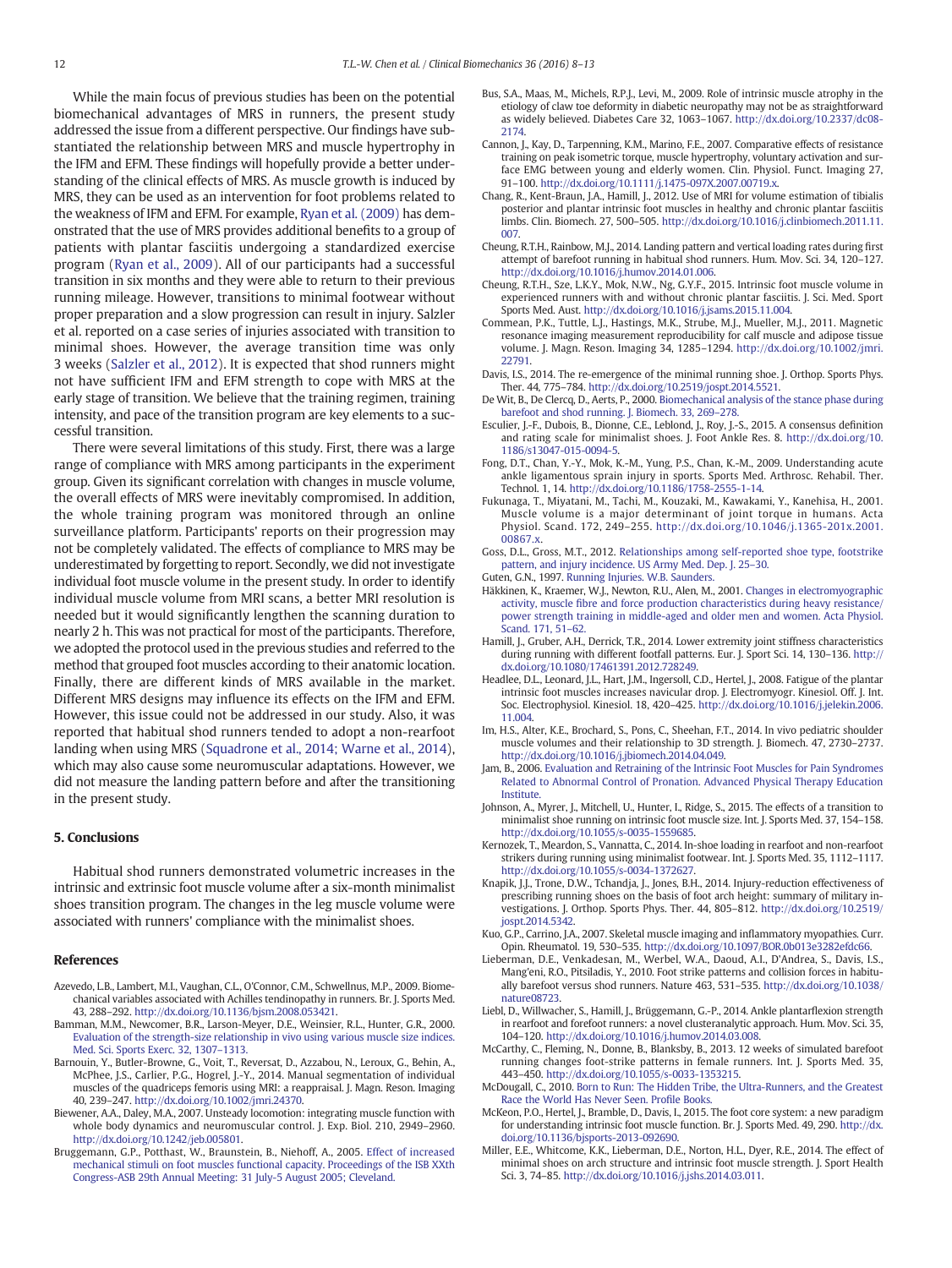While the main focus of previous studies has been on the potential biomechanical advantages of MRS in runners, the present study addressed the issue from a different perspective. Our findings have substantiated the relationship between MRS and muscle hypertrophy in the IFM and EFM. These findings will hopefully provide a better understanding of the clinical effects of MRS. As muscle growth is induced by MRS, they can be used as an intervention for foot problems related to the weakness of IFM and EFM. For example, Ryan et al. (2009) has demonstrated that the use of MRS provides additional benefits to a group of patients with plantar fasciitis undergoing a standardized exercise program (Ryan et al., 2009). All of our participants had a successful transition in six months and they were able to return to their previous running mileage. However, transitions to minimal footwear without proper preparation and a slow progression can result in injury. Salzler et al. reported on a case series of injuries associated with transition to minimal shoes. However, the average transition time was only 3 weeks (Salzler et al., 2012). It is expected that shod runners might not have sufficient IFM and EFM strength to cope with MRS at the early stage of transition. We believe that the training regimen, training intensity, and pace of the transition program are key elements to a successful transition.

There were several limitations of this study. First, there was a large range of compliance with MRS among participants in the experiment group. Given its significant correlation with changes in muscle volume, the overall effects of MRS were inevitably compromised. In addition, the whole training program was monitored through an online surveillance platform. Participants' reports on their progression may not be completely validated. The effects of compliance to MRS may be underestimated by forgetting to report. Secondly, we did not investigate individual foot muscle volume in the present study. In order to identify individual muscle volume from MRI scans, a better MRI resolution is needed but it would significantly lengthen the scanning duration to nearly 2 h. This was not practical for most of the participants. Therefore, we adopted the protocol used in the previous studies and referred to the method that grouped foot muscles according to their anatomic location. Finally, there are different kinds of MRS available in the market. Different MRS designs may influence its effects on the IFM and EFM. However, this issue could not be addressed in our study. Also, it was reported that habitual shod runners tended to adopt a non-rearfoot landing when using MRS (Squadrone et al., 2014; Warne et al., 2014), which may also cause some neuromuscular adaptations. However, we did not measure the landing pattern before and after the transitioning in the present study.

## 5. Conclusions

Habitual shod runners demonstrated volumetric increases in the intrinsic and extrinsic foot muscle volume after a six-month minimalist shoes transition program. The changes in the leg muscle volume were associated with runners' compliance with the minimalist shoes.

## References

Azevedo, L.B., Lambert, M.I., Vaughan, C.L., O'Connor, C.M., Schwellnus, M.P., 2009. Biomechanical variables associated with Achilles tendinopathy in runners. Br. J. Sports Med. 43, 288–292. http://dx.doi.org/10.1136/bjsm.2008.053421.

Bamman, M.M., Newcomer, B.R., Larson-Meyer, D.E., Weinsier, R.L., Hunter, G.R., 2000. Evaluation of the strength-size relationship in vivo using various muscle size indices. Med. Sci. Sports Exerc. 32, 1307–1313.

Barnouin, Y., Butler-Browne, G., Voit, T., Reversat, D., Azzabou, N., Leroux, G., Behin, A., McPhee, J.S., Carlier, P.G., Hogrel, J.-Y., 2014. Manual segmentation of individual muscles of the quadriceps femoris using MRI: a reappraisal. J. Magn. Reson. Imaging 40, 239–247. http://dx.doi.org/10.1002/jmri.24370.

Biewener, A.A., Daley, M.A., 2007. Unsteady locomotion: integrating muscle function with whole body dynamics and neuromuscular control. J. Exp. Biol. 210, 2949–2960. http://dx.doi.org/10.1242/jeb.005801.

Bruggemann, G.-P., Potthast, W., Braunstein, B., Niehoff, A., 2005. Effect of increased mechanical stimuli on foot muscles functional capacity. Proceedings of the ISB XXth Congress-ASB 29th Annual Meeting: 31 July-5 August 2005; Cleveland.

Bus, S.A., Maas, M., Michels, R.P.J., Levi, M., 2009. Role of intrinsic muscle atrophy in the etiology of claw toe deformity in diabetic neuropathy may not be as straightforward as widely believed. Diabetes Care 32, 1063–1067. http://dx.doi.org/10.2337/dc08-2174.

Cannon, J., Kay, D., Tarpenning, K.M., Marino, F.E., 2007. Comparative effects of resistance training on peak isometric torque, muscle hypertrophy, voluntary activation and surface EMG between young and elderly women. Clin. Physiol. Funct. Imaging 27, 91–100. http://dx.doi.org/10.1111/j.1475-097X.2007.00719.x.

Chang, R., Kent-Braun, J.A., Hamill, J., 2012. Use of MRI for volume estimation of tibialis posterior and plantar intrinsic foot muscles in healthy and chronic plantar fasciitis limbs. Clin. Biomech. 27, 500–505. http://dx.doi.org/10.1016/j.clinbiomech.2011.11.007.

Cheung, R.T.H., Rainbow, M.J., 2014. Landing pattern and vertical loading rates during first attempt of barefoot running in habitual shod runners. Hum. Mov. Sci. 34, 120–127. http://dx.doi.org/10.1016/j.humov.2014.01.006.

Cheung, R.T.H., Sze, L.K.Y., Mok, N.W., Ng, G.Y.F., 2015. Intrinsic foot muscle volume in experienced runners with and without chronic plantar fasciitis. J. Sci. Med. Sport Sports Med. Aust. http://dx.doi.org/10.1016/j.jsams.2015.11.004.

Commean, P.K., Tuttle, L.J., Hastings, M.K., Strube, M.J., Mueller, M.J., 2011. Magnetic resonance imaging measurement reproducibility for calf muscle and adipose tissue volume. J. Magn. Reson. Imaging 34, 1285–1294. http://dx.doi.org/10.1002/jmri.22791.

Davis, I.S., 2014. The re-emergence of the minimal running shoe. J. Orthop. Sports Phys. Ther. 44, 775–784. http://dx.doi.org/10.2519/jospt.2014.5521.

De Wit, B., De Clercq, D., Aerts, P., 2000. Biomechanical analysis of the stance phase during barefoot and shod running. J. Biomech. 33, 269–278.

Esculier, J.-F., Dubois, B., Dionne, C.E., Leblond, J., Roy, J.-S., 2015. A consensus definition and rating scale for minimalist shoes. J. Foot Ankle Res. 8. http://dx.doi.org/10.1186/s13047-015-0094-5.

Fong, D.T., Chan, Y.-Y., Mok, K.-M., Yung, P.S., Chan, K.-M., 2009. Understanding acute ankle ligamentous sprain injury in sports. Sports Med. Arthrosc. Rehabil. Ther. Technol. 1, 14. http://dx.doi.org/10.1186/1758-2555-1-14.

Fukunaga, T., Miyatani, M., Tachi, M., Kouzaki, M., Kawakami, Y., Kanehisa, H., 2001. Muscle volume is a major determinant of joint torque in humans. Acta Physiol. Scand. 172, 249–255. http://dx.doi.org/10.1046/j.1365-201x.2001.00867.x.

Goss, D.L., Gross, M.T., 2012. Relationships among self-reported shoe type, footstrike pattern, and injury incidence. US Army Med. Dep. J. 25–30.

Guten, G.N., 1997. Running Injuries. W.B. Saunders.

Häkkinen, K., Kraemer, W.J., Newton, R.U., Alen, M., 2001. Changes in electromyographic activity, muscle fibre and force production characteristics during heavy resistance/power strength training in middle-aged and older men and women. Acta Physiol. Scand. 171, 51–62.

Hamill, J., Gruber, A.H., Derrick, T.R., 2014. Lower extremity joint stiffness characteristics during running with different footfall patterns. Eur. J. Sport Sci. 14, 130–136. http://dx.doi.org/10.1080/17461391.2012.728249.

Headlee, D.L., Leonard, J.L., Hart, J.M., Ingersoll, C.D., Hertel, J., 2008. Fatigue of the plantar intrinsic foot muscles increases navicular drop. J. Electromyogr. Kinesiol. Off. J. Int. Soc. Electrophysiol. Kinesiol. 18, 420–425. http://dx.doi.org/10.1016/j.jelekin.2006.11.004.

Im, H.S., Alter, K.E., Brochard, S., Pons, C., Sheehan, F.T., 2014. In vivo pediatric shoulder muscle volumes and their relationship to 3D strength. J. Biomech. 47, 2730–2737. http://dx.doi.org/10.1016/j.jbiomech.2014.04.049.

Jam, B., 2006. Evaluation and Retraining of the Intrinsic Foot Muscles for Pain Syndromes Related to Abnormal Control of Pronation. Advanced Physical Therapy Education Institute.

Johnson, A., Myrer, J., Mitchell, U., Hunter, I., Ridge, S., 2015. The effects of a transition to minimalist shoe running on intrinsic foot muscle size. Int. J. Sports Med. 37, 154–158. http://dx.doi.org/10.1055/s-0035-1559685.

Kernozek, T., Meardon, S., Vannatta, C., 2014. In-shoe loading in rearfoot and non-rearfoot strikers during running using minimalist footwear. Int. J. Sports Med. 35, 1112–1117. http://dx.doi.org/10.1055/s-0034-1372627.

Knapik, J.J., Trone, D.W., Tchandja, J., Jones, B.H., 2014. Injury-reduction effectiveness of prescribing running shoes on the basis of foot arch height: summary of military investigations. J. Orthop. Sports Phys. Ther. 44, 805–812. http://dx.doi.org/10.2519/jospt.2014.5342.

Kuo, G.P., Carrino, J.A., 2007. Skeletal muscle imaging and inflammatory myopathies. Curr. Opin. Rheumatol. 19, 530–535. http://dx.doi.org/10.1097/BOR.0b013e3282efdc66.

Lieberman, D.E., Venkadesan, M., Werbel, W.A., Daoud, A.I., D'Andrea, S., Davis, I.S., Mang'eni, R.O., Pitsiladis, Y., 2010. Foot strike patterns and collision forces in habitually barefoot versus shod runners. Nature 463, 531–535. http://dx.doi.org/10.1038/nature08723.

Liebl, D., Willwacher, S., Hamill, J., Brüggemann, G.-P., 2014. Ankle plantarflexion strength in rearfoot and forefoot runners: a novel clusteranalytic approach. Hum. Mov. Sci. 35, 104–120. http://dx.doi.org/10.1016/j.humov.2014.03.008.

McCarthy, C., Fleming, N., Donne, B., Blanksby, B., 2013. 12 weeks of simulated barefoot running changes foot-strike patterns in female runners. Int. J. Sports Med. 35, 443–450. http://dx.doi.org/10.1055/s-0033-1353215.

McDougall, C., 2010. Born to Run: The Hidden Tribe, the Ultra-Runners, and the Greatest Race the World Has Never Seen. Profile Books.

McKeon, P.O., Hertel, J., Bramble, D., Davis, I., 2015. The foot core system: a new paradigm for understanding intrinsic foot muscle function. Br. J. Sports Med. 49, 290. http://dx.doi.org/10.1136/bjsports-2013-092690.

Miller, E.E., Whitcome, K.K., Lieberman, D.E., Norton, H.L., Dyer, R.E., 2014. The effect of minimal shoes on arch structure and intrinsic foot muscle strength. J. Sport Health Sci. 3, 74–85. http://dx.doi.org/10.1016/j.jshs.2014.03.011.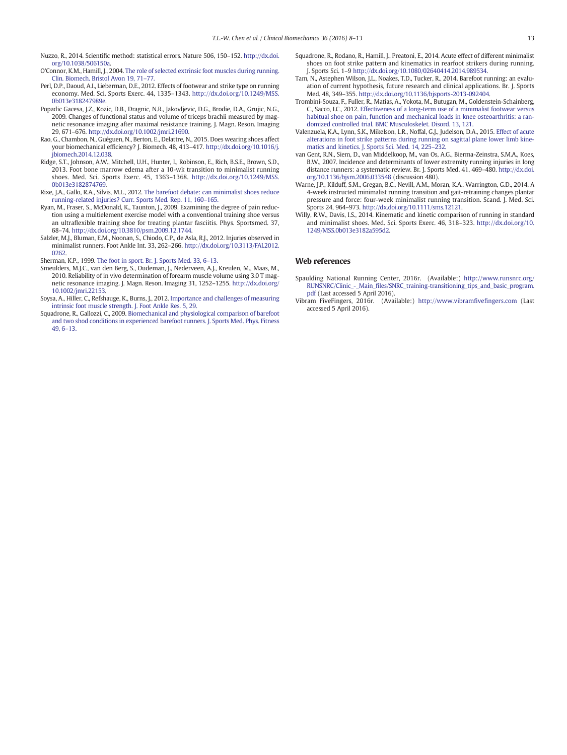Nuzzo, R., 2014. Scientific method: statistical errors. Nature 506, 150–152. http://dx.doi.org/10.1038/506150a.

O'Connor, K.M., Hamill, J., 2004. The role of selected extrinsic foot muscles during running. Clin. Biomech. Bristol Avon 19, 71–77.

Perl, D.P., Daoud, A.I., Lieberman, D.E., 2012. Effects of footwear and strike type on running economy. Med. Sci. Sports Exerc. 44, 1335–1343. http://dx.doi.org/10.1249/MSS.0b013e318247989e.

Popadic Gacesa, J.Z., Kozic, D.B., Dragnic, N.R., Jakovljevic, D.G., Brodie, D.A., Grujic, N.G., 2009. Changes of functional status and volume of triceps brachii measured by magnetic resonance imaging after maximal resistance training. J. Magn. Reson. Imaging 29, 671–676. http://dx.doi.org/10.1002/jmri.21690.

Rao, G., Chambon, N., Guéguen, N., Berton, E., Delattre, N., 2015. Does wearing shoes affect your biomechanical efficiency? J. Biomech. 48, 413–417. http://dx.doi.org/10.1016/j.jbiomech.2014.12.038.

Ridge, S.T., Johnson, A.W., Mitchell, U.H., Hunter, I., Robinson, E., Rich, B.S.E., Brown, S.D., 2013. Foot bone marrow edema after a 10-wk transition to minimalist running shoes. Med. Sci. Sports Exerc. 45, 1363–1368. http://dx.doi.org/10.1249/MSS.0b013e3182874769.

Rixe, J.A., Gallo, R.A., Silvis, M.L., 2012. The barefoot debate: can minimalist shoes reduce running-related injuries? Curr. Sports Med. Rep. 11, 160–165.

Ryan, M., Fraser, S., McDonald, K., Taunton, J., 2009. Examining the degree of pain reduction using a multielement exercise model with a conventional training shoe versus an ultraflexible training shoe for treating plantar fasciitis. Phys. Sportsmed. 37, 68–74. http://dx.doi.org/10.3810/psm.2009.12.1744.

Salzler, M.J., Bluman, E.M., Noonan, S., Chiodo, C.P., de Asla, R.J., 2012. Injuries observed in minimalist runners. Foot Ankle Int. 33, 262–266. http://dx.doi.org/10.3113/FAI.2012.0262.

Sherman, K.P., 1999. The foot in sport. Br. J. Sports Med. 33, 6–13.

Smeulders, M.J.C., van den Berg, S., Oudeman, J., Nederveen, A.J., Kreulen, M., Maas, M., 2010. Reliability of in vivo determination of forearm muscle volume using 3.0 T magnetic resonance imaging. J. Magn. Reson. Imaging 31, 1252–1255. http://dx.doi.org/10.1002/jmri.22153.

Soysa, A., Hiller, C., Refshauge, K., Burns, J., 2012. Importance and challenges of measuring intrinsic foot muscle strength. J. Foot Ankle Res. 5, 29.

Squadrone, R., Gallozzi, C., 2009. Biomechanical and physiological comparison of barefoot and two shod conditions in experienced barefoot runners. J. Sports Med. Phys. Fitness 49, 6–13.

Squadrone, R., Rodano, R., Hamill, J., Preatoni, E., 2014. Acute effect of different minimalist shoes on foot strike pattern and kinematics in rearfoot strikers during running. J. Sports Sci. 1–9 http://dx.doi.org/10.1080/02640414.2014.989534.

Tam, N., Astephen Wilson, J.L., Noakes, T.D., Tucker, R., 2014. Barefoot running: an evaluation of current hypothesis, future research and clinical applications. Br. J. Sports Med. 48, 349–355. http://dx.doi.org/10.1136/bjsports-2013-092404.

Trombini-Souza, F., Fuller, R., Matias, A., Yokota, M., Butugan, M., Goldenstein-Schainberg, C., Sacco, I.C., 2012. Effectiveness of a long-term use of a minimalist footwear versus habitual shoe on pain, function and mechanical loads in knee osteoarthritis: a randomized controlled trial. BMC Musculoskelet. Disord. 13, 121.

Valenzuela, K.A., Lynn, S.K., Mikelson, L.R., Noffal, G.J., Judelson, D.A., 2015. Effect of acute alterations in foot strike patterns during running on sagittal plane lower limb kinematics and kinetics. J. Sports Sci. Med. 14, 225–232.

van Gent, R.N., Siem, D., van Middelkoop, M., van Os, A.G., Bierma-Zeinstra, S.M.A., Koes, B.W., 2007. Incidence and determinants of lower extremity running injuries in long distance runners: a systematic review. Br. J. Sports Med. 41, 469–480. http://dx.doi.org/10.1136/bjsm.2006.033548 (discussion 480).

Warne, J.P., Kilduff, S.M., Gregan, B.C., Nevill, A.M., Moran, K.A., Warrington, G.D., 2014. A 4-week instructed minimalist running transition and gait-retraining changes plantar pressure and force: four-week minimalist running transition. Scand. J. Med. Sci. Sports 24, 964–973. http://dx.doi.org/10.1111/sms.12121.

Willy, R.W., Davis, I.S., 2014. Kinematic and kinetic comparison of running in standard and minimalist shoes. Med. Sci. Sports Exerc. 46, 318–323. http://dx.doi.org/10.1249/MSS.0b013e3182a595d2.

## Web references

Spaulding National Running Center, 2016r. (Available:) http://www.runsnrc.org/RUNSNRC/Clinic_-_Main_files/SNRC_training-transitioning_tips_and_basic_program.pdf (Last accessed 5 April 2016).

Vibram FiveFingers, 2016r. (Available:) http://www.vibramfivefingers.com (Last accessed 5 April 2016).